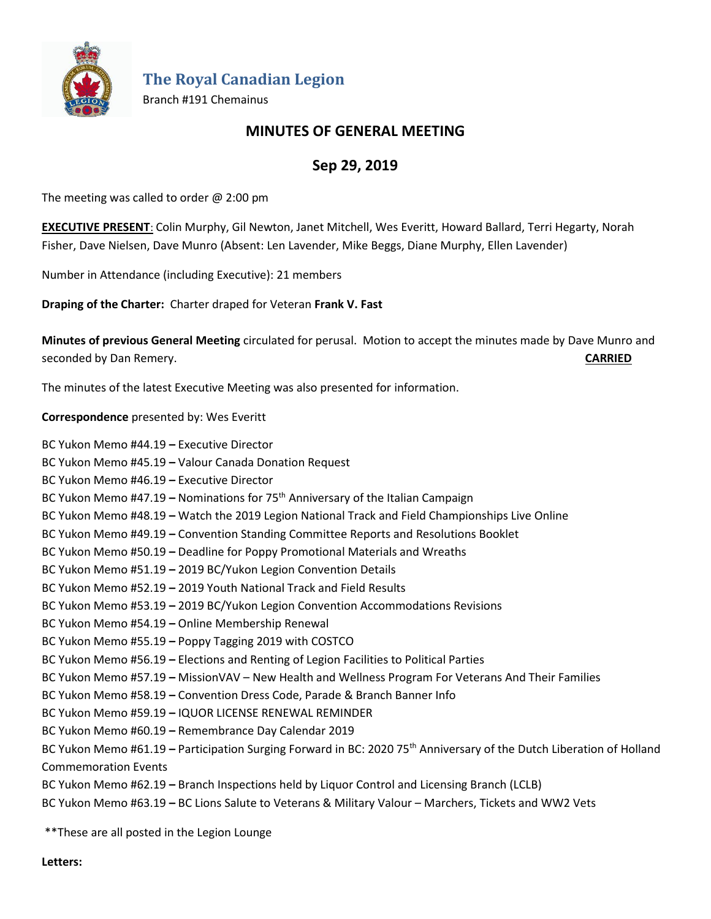# The Royal Canadian Legion

Branch #191 Chemainus

## MINUTES OF GENERAL MEETING

## Sep 29, 2019

The meeting was called to order @ 2:00 pm

**EXECUTIVE PRESENT**: Colin Murphy, Gil Newton, Janet Mitchell, Wes Everitt, Howard Ballard, Terri Hegarty, Norah Fisher, Dave Nielsen, Dave Munro (Absent: Len Lavender, Mike Beggs, Diane Murphy, Ellen Lavender)

Number in Attendance (including Executive): 21 members

**Draping of the Charter:** Charter draped for Veteran **Frank V. Fast**

**Minutes of previous General Meeting** circulated for perusal. Motion to accept the minutes made by Dave Munro and seconded by Dan Remery. **CARRIED**

The minutes of the latest Executive Meeting was also presented for information.

**Correspondence** presented by: Wes Everitt

BC Yukon Memo #44.19 **–** Executive Director
BC Yukon Memo #45.19 **–** Valour Canada Donation Request
BC Yukon Memo #46.19 **–** Executive Director
BC Yukon Memo #47.19 **–** Nominations for 75th Anniversary of the Italian Campaign
BC Yukon Memo #48.19 **–** Watch the 2019 Legion National Track and Field Championships Live Online
BC Yukon Memo #49.19 **–** Convention Standing Committee Reports and Resolutions Booklet
BC Yukon Memo #50.19 **–** Deadline for Poppy Promotional Materials and Wreaths
BC Yukon Memo #51.19 **–** 2019 BC/Yukon Legion Convention Details
BC Yukon Memo #52.19 **–** 2019 Youth National Track and Field Results
BC Yukon Memo #53.19 **–** 2019 BC/Yukon Legion Convention Accommodations Revisions
BC Yukon Memo #54.19 **–** Online Membership Renewal
BC Yukon Memo #55.19 **–** Poppy Tagging 2019 with COSTCO
BC Yukon Memo #56.19 **–** Elections and Renting of Legion Facilities to Political Parties
BC Yukon Memo #57.19 **–** MissionVAV – New Health and Wellness Program For Veterans And Their Families
BC Yukon Memo #58.19 **–** Convention Dress Code, Parade & Branch Banner Info
BC Yukon Memo #59.19 **–** IQUOR LICENSE RENEWAL REMINDER
BC Yukon Memo #60.19 **–** Remembrance Day Calendar 2019
BC Yukon Memo #61.19 **–** Participation Surging Forward in BC: 2020 75th Anniversary of the Dutch Liberation of Holland Commemoration Events
BC Yukon Memo #62.19 **–** Branch Inspections held by Liquor Control and Licensing Branch (LCLB)
BC Yukon Memo #63.19 **–** BC Lions Salute to Veterans & Military Valour – Marchers, Tickets and WW2 Vets

**These are all posted in the Legion Lounge

**Letters:**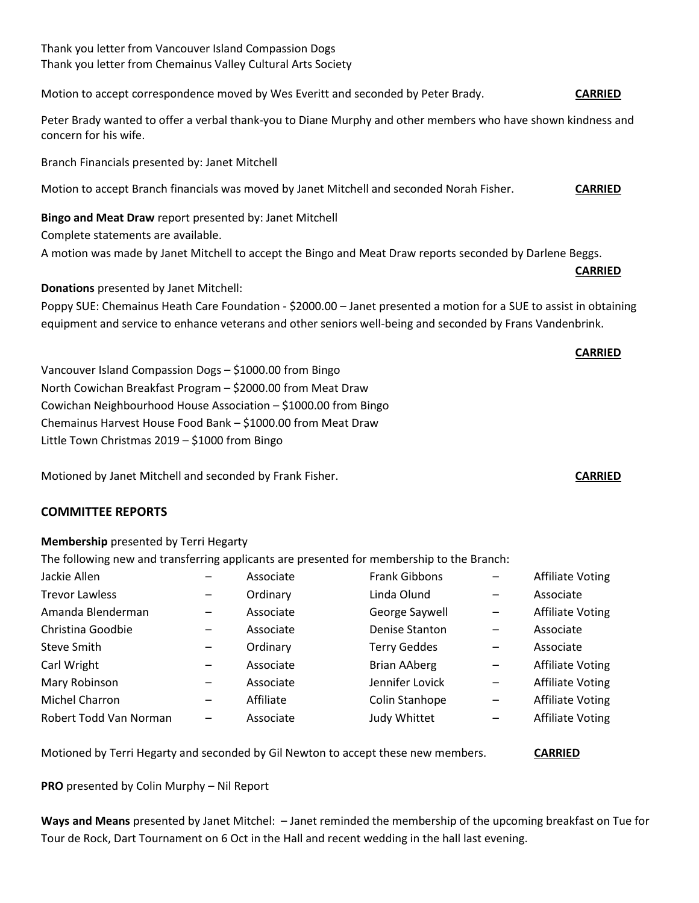Thank you letter from Vancouver Island Compassion Dogs
Thank you letter from Chemainus Valley Cultural Arts Society

Motion to accept correspondence moved by Wes Everitt and seconded by Peter Brady. **CARRIED**

Peter Brady wanted to offer a verbal thank-you to Diane Murphy and other members who have shown kindness and concern for his wife.

Branch Financials presented by: Janet Mitchell

Motion to accept Branch financials was moved by Janet Mitchell and seconded Norah Fisher. **CARRIED**

**Bingo and Meat Draw** report presented by: Janet Mitchell
Complete statements are available.
A motion was made by Janet Mitchell to accept the Bingo and Meat Draw reports seconded by Darlene Beggs.
**CARRIED**

**Donations** presented by Janet Mitchell:
Poppy SUE: Chemainus Heath Care Foundation - $2000.00 – Janet presented a motion for a SUE to assist in obtaining equipment and service to enhance veterans and other seniors well-being and seconded by Frans Vandenbrink.

**CARRIED**

Vancouver Island Compassion Dogs – $1000.00 from Bingo
North Cowichan Breakfast Program – $2000.00 from Meat Draw
Cowichan Neighbourhood House Association – $1000.00 from Bingo
Chemainus Harvest House Food Bank – $1000.00 from Meat Draw
Little Town Christmas 2019 – $1000 from Bingo

Motioned by Janet Mitchell and seconded by Frank Fisher. **CARRIED**

## COMMITTEE REPORTS

**Membership** presented by Terri Hegarty
The following new and transferring applicants are presented for membership to the Branch:

| Name | | Type | Name | | Type |
|---|---|---|---|---|---|
| Jackie Allen | – | Associate | Frank Gibbons | – | Affiliate Voting |
| Trevor Lawless | – | Ordinary | Linda Olund | – | Associate |
| Amanda Blenderman | – | Associate | George Saywell | – | Affiliate Voting |
| Christina Goodbie | – | Associate | Denise Stanton | – | Associate |
| Steve Smith | – | Ordinary | Terry Geddes | – | Associate |
| Carl Wright | – | Associate | Brian AAberg | – | Affiliate Voting |
| Mary Robinson | – | Associate | Jennifer Lovick | – | Affiliate Voting |
| Michel Charron | – | Affiliate | Colin Stanhope | – | Affiliate Voting |
| Robert Todd Van Norman | – | Associate | Judy Whittet | – | Affiliate Voting |

Motioned by Terri Hegarty and seconded by Gil Newton to accept these new members. **CARRIED**

**PRO** presented by Colin Murphy – Nil Report

**Ways and Means** presented by Janet Mitchel: – Janet reminded the membership of the upcoming breakfast on Tue for Tour de Rock, Dart Tournament on 6 Oct in the Hall and recent wedding in the hall last evening.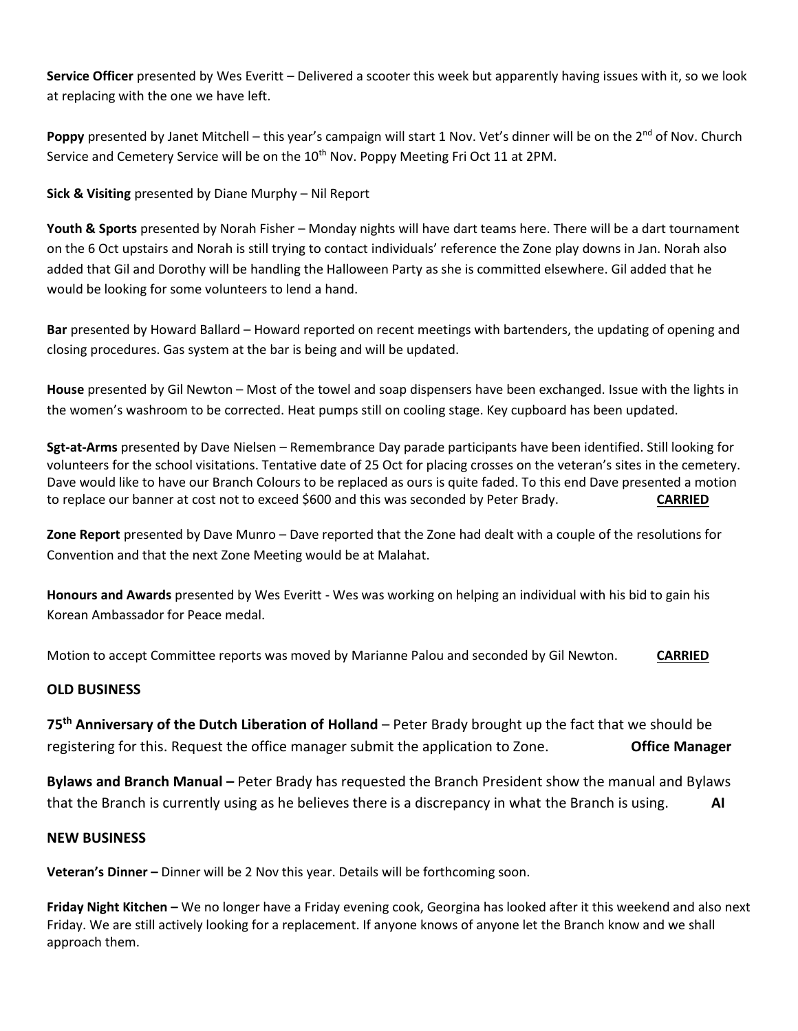**Service Officer** presented by Wes Everitt – Delivered a scooter this week but apparently having issues with it, so we look at replacing with the one we have left.

**Poppy** presented by Janet Mitchell – this year's campaign will start 1 Nov. Vet's dinner will be on the 2nd of Nov. Church Service and Cemetery Service will be on the 10th Nov. Poppy Meeting Fri Oct 11 at 2PM.

**Sick & Visiting** presented by Diane Murphy – Nil Report

**Youth & Sports** presented by Norah Fisher – Monday nights will have dart teams here. There will be a dart tournament on the 6 Oct upstairs and Norah is still trying to contact individuals' reference the Zone play downs in Jan. Norah also added that Gil and Dorothy will be handling the Halloween Party as she is committed elsewhere. Gil added that he would be looking for some volunteers to lend a hand.

**Bar** presented by Howard Ballard – Howard reported on recent meetings with bartenders, the updating of opening and closing procedures. Gas system at the bar is being and will be updated.

**House** presented by Gil Newton – Most of the towel and soap dispensers have been exchanged. Issue with the lights in the women's washroom to be corrected. Heat pumps still on cooling stage. Key cupboard has been updated.

**Sgt-at-Arms** presented by Dave Nielsen – Remembrance Day parade participants have been identified. Still looking for volunteers for the school visitations. Tentative date of 25 Oct for placing crosses on the veteran's sites in the cemetery. Dave would like to have our Branch Colours to be replaced as ours is quite faded. To this end Dave presented a motion to replace our banner at cost not to exceed $600 and this was seconded by Peter Brady. **CARRIED**

**Zone Report** presented by Dave Munro – Dave reported that the Zone had dealt with a couple of the resolutions for Convention and that the next Zone Meeting would be at Malahat.

**Honours and Awards** presented by Wes Everitt - Wes was working on helping an individual with his bid to gain his Korean Ambassador for Peace medal.

Motion to accept Committee reports was moved by Marianne Palou and seconded by Gil Newton. **CARRIED**

## OLD BUSINESS

**75th Anniversary of the Dutch Liberation of Holland** – Peter Brady brought up the fact that we should be registering for this. Request the office manager submit the application to Zone. **Office Manager**

**Bylaws and Branch Manual –** Peter Brady has requested the Branch President show the manual and Bylaws that the Branch is currently using as he believes there is a discrepancy in what the Branch is using. **AI**

## NEW BUSINESS

**Veteran's Dinner –** Dinner will be 2 Nov this year. Details will be forthcoming soon.

**Friday Night Kitchen –** We no longer have a Friday evening cook, Georgina has looked after it this weekend and also next Friday. We are still actively looking for a replacement. If anyone knows of anyone let the Branch know and we shall approach them.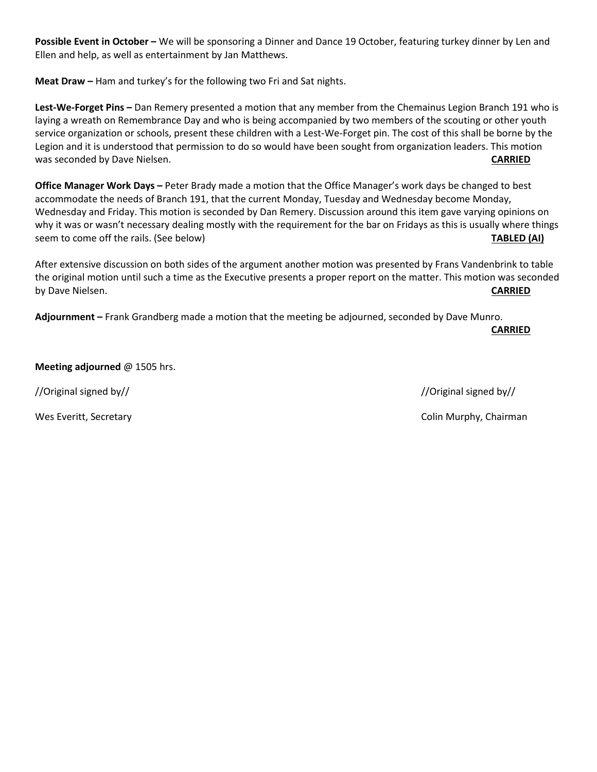**Possible Event in October –** We will be sponsoring a Dinner and Dance 19 October, featuring turkey dinner by Len and Ellen and help, as well as entertainment by Jan Matthews.

**Meat Draw –** Ham and turkey's for the following two Fri and Sat nights.

**Lest-We-Forget Pins –** Dan Remery presented a motion that any member from the Chemainus Legion Branch 191 who is laying a wreath on Remembrance Day and who is being accompanied by two members of the scouting or other youth service organization or schools, present these children with a Lest-We-Forget pin. The cost of this shall be borne by the Legion and it is understood that permission to do so would have been sought from organization leaders. This motion was seconded by Dave Nielsen. **CARRIED**

**Office Manager Work Days –** Peter Brady made a motion that the Office Manager's work days be changed to best accommodate the needs of Branch 191, that the current Monday, Tuesday and Wednesday become Monday, Wednesday and Friday. This motion is seconded by Dan Remery. Discussion around this item gave varying opinions on why it was or wasn't necessary dealing mostly with the requirement for the bar on Fridays as this is usually where things seem to come off the rails. (See below) **TABLED (AI)**

After extensive discussion on both sides of the argument another motion was presented by Frans Vandenbrink to table the original motion until such a time as the Executive presents a proper report on the matter. This motion was seconded by Dave Nielsen. **CARRIED**

**Adjournment –** Frank Grandberg made a motion that the meeting be adjourned, seconded by Dave Munro. **CARRIED**

**Meeting adjourned** @ 1505 hrs.

//Original signed by//

Wes Everitt, Secretary

//Original signed by//

Colin Murphy, Chairman